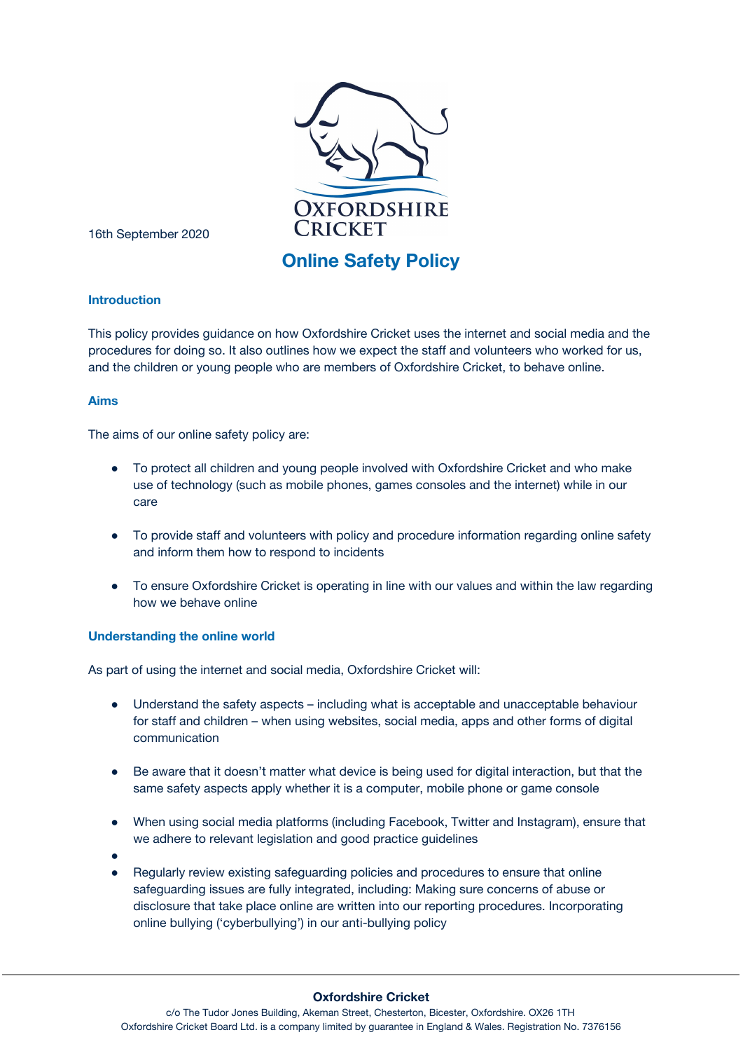16th September 2020

# Online Safety Policy

## Introduction

This policy provides guidance on how Oxfordshire Cricket uses the internet and social media and the procedures for doing so. It also outlines how we expect the staff and volunteers who worked for us, and the children or young people who are members of Oxfordshire Cricket, to behave online.

## Aims

The aims of our online safety policy are:

- To protect all children and young people involved with Oxfordshire Cricket and who make use of technology (such as mobile phones, games consoles and the internet) while in our care
- To provide staff and volunteers with policy and procedure information regarding online safety and inform them how to respond to incidents
- To ensure Oxfordshire Cricket is operating in line with our values and within the law regarding how we behave online

## Understanding the online world

As part of using the internet and social media, Oxfordshire Cricket will:

- Understand the safety aspects – including what is acceptable and unacceptable behaviour for staff and children – when using websites, social media, apps and other forms of digital communication
- Be aware that it doesn't matter what device is being used for digital interaction, but that the same safety aspects apply whether it is a computer, mobile phone or game console
- When using social media platforms (including Facebook, Twitter and Instagram), ensure that we adhere to relevant legislation and good practice guidelines
- 
- Regularly review existing safeguarding policies and procedures to ensure that online safeguarding issues are fully integrated, including: Making sure concerns of abuse or disclosure that take place online are written into our reporting procedures. Incorporating online bullying ('cyberbullying') in our anti-bullying policy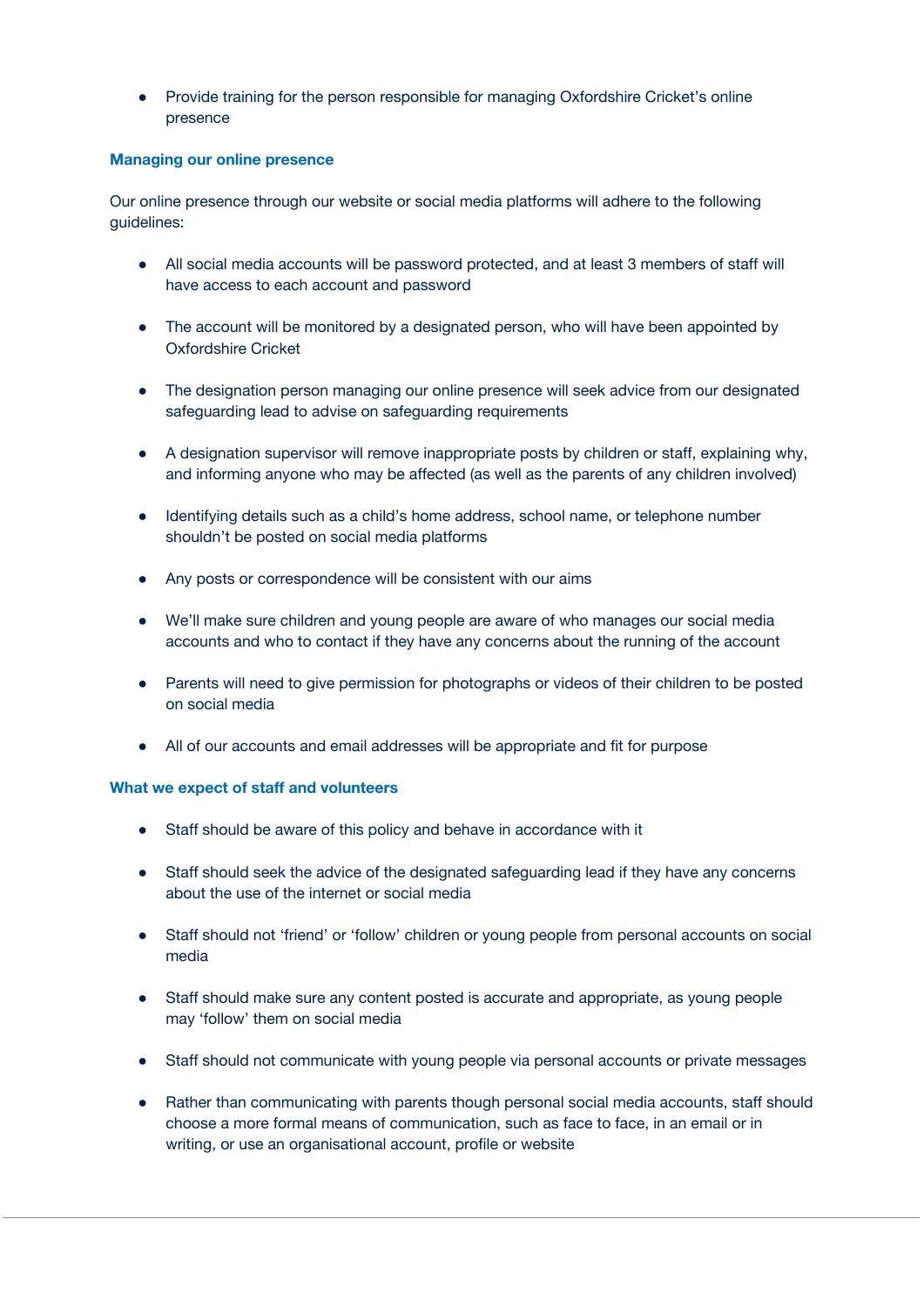- Provide training for the person responsible for managing Oxfordshire Cricket's online presence

### Managing our online presence

Our online presence through our website or social media platforms will adhere to the following guidelines:

- All social media accounts will be password protected, and at least 3 members of staff will have access to each account and password
- The account will be monitored by a designated person, who will have been appointed by Oxfordshire Cricket
- The designation person managing our online presence will seek advice from our designated safeguarding lead to advise on safeguarding requirements
- A designation supervisor will remove inappropriate posts by children or staff, explaining why, and informing anyone who may be affected (as well as the parents of any children involved)
- Identifying details such as a child's home address, school name, or telephone number shouldn't be posted on social media platforms
- Any posts or correspondence will be consistent with our aims
- We'll make sure children and young people are aware of who manages our social media accounts and who to contact if they have any concerns about the running of the account
- Parents will need to give permission for photographs or videos of their children to be posted on social media
- All of our accounts and email addresses will be appropriate and fit for purpose

### What we expect of staff and volunteers

- Staff should be aware of this policy and behave in accordance with it
- Staff should seek the advice of the designated safeguarding lead if they have any concerns about the use of the internet or social media
- Staff should not 'friend' or 'follow' children or young people from personal accounts on social media
- Staff should make sure any content posted is accurate and appropriate, as young people may 'follow' them on social media
- Staff should not communicate with young people via personal accounts or private messages
- Rather than communicating with parents though personal social media accounts, staff should choose a more formal means of communication, such as face to face, in an email or in writing, or use an organisational account, profile or website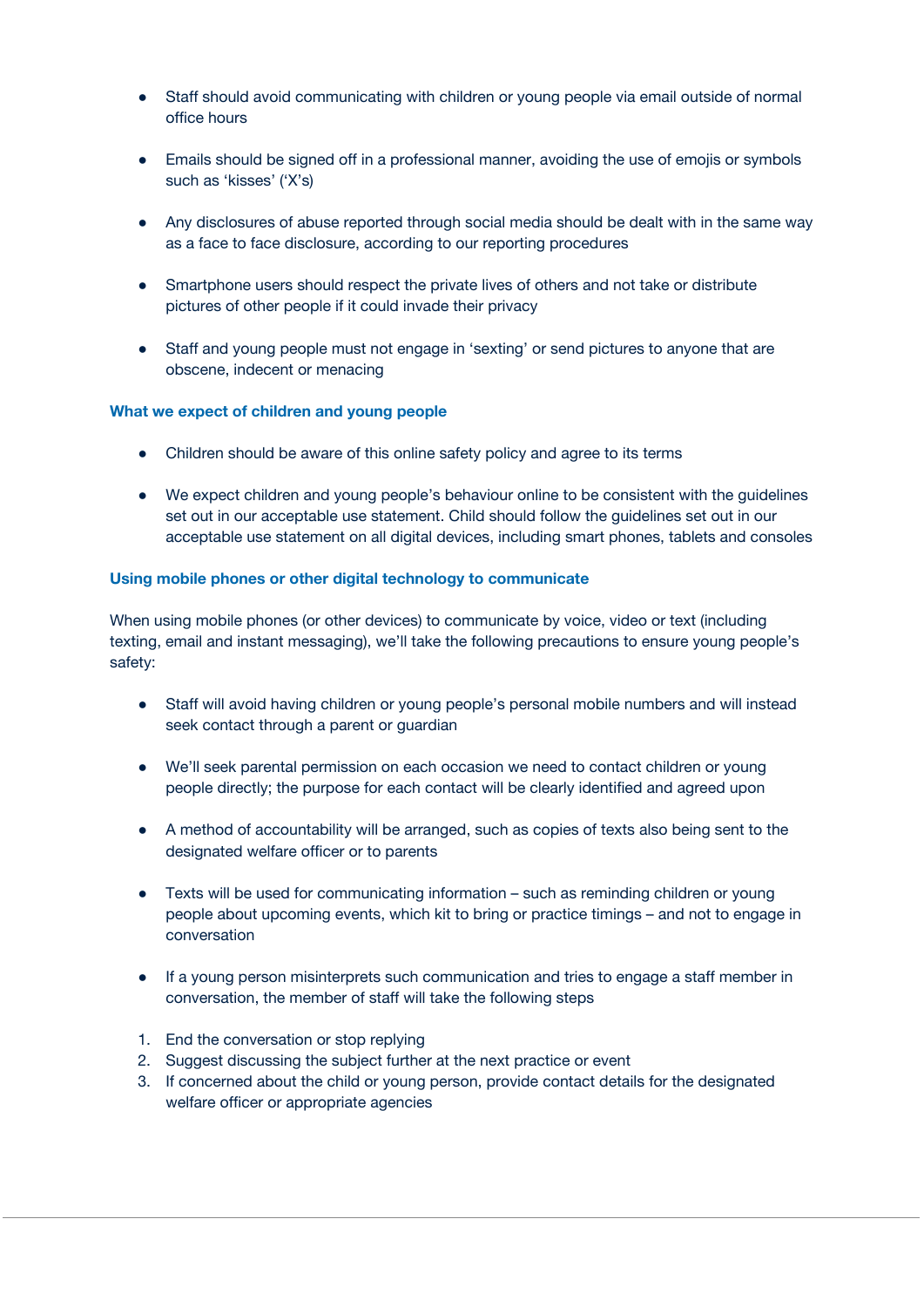- Staff should avoid communicating with children or young people via email outside of normal office hours
- Emails should be signed off in a professional manner, avoiding the use of emojis or symbols such as 'kisses' ('X's)
- Any disclosures of abuse reported through social media should be dealt with in the same way as a face to face disclosure, according to our reporting procedures
- Smartphone users should respect the private lives of others and not take or distribute pictures of other people if it could invade their privacy
- Staff and young people must not engage in 'sexting' or send pictures to anyone that are obscene, indecent or menacing

### What we expect of children and young people

- Children should be aware of this online safety policy and agree to its terms
- We expect children and young people's behaviour online to be consistent with the guidelines set out in our acceptable use statement. Child should follow the guidelines set out in our acceptable use statement on all digital devices, including smart phones, tablets and consoles

### Using mobile phones or other digital technology to communicate

When using mobile phones (or other devices) to communicate by voice, video or text (including texting, email and instant messaging), we'll take the following precautions to ensure young people's safety:

- Staff will avoid having children or young people's personal mobile numbers and will instead seek contact through a parent or guardian
- We'll seek parental permission on each occasion we need to contact children or young people directly; the purpose for each contact will be clearly identified and agreed upon
- A method of accountability will be arranged, such as copies of texts also being sent to the designated welfare officer or to parents
- Texts will be used for communicating information – such as reminding children or young people about upcoming events, which kit to bring or practice timings – and not to engage in conversation
- If a young person misinterprets such communication and tries to engage a staff member in conversation, the member of staff will take the following steps

1. End the conversation or stop replying
2. Suggest discussing the subject further at the next practice or event
3. If concerned about the child or young person, provide contact details for the designated welfare officer or appropriate agencies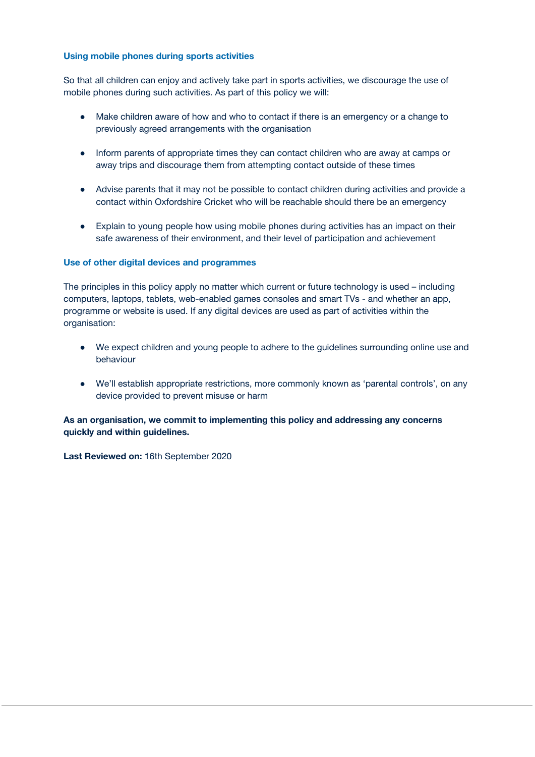### Using mobile phones during sports activities

So that all children can enjoy and actively take part in sports activities, we discourage the use of mobile phones during such activities. As part of this policy we will:

- Make children aware of how and who to contact if there is an emergency or a change to previously agreed arrangements with the organisation

- Inform parents of appropriate times they can contact children who are away at camps or away trips and discourage them from attempting contact outside of these times

- Advise parents that it may not be possible to contact children during activities and provide a contact within Oxfordshire Cricket who will be reachable should there be an emergency

- Explain to young people how using mobile phones during activities has an impact on their safe awareness of their environment, and their level of participation and achievement

### Use of other digital devices and programmes

The principles in this policy apply no matter which current or future technology is used – including computers, laptops, tablets, web-enabled games consoles and smart TVs - and whether an app, programme or website is used. If any digital devices are used as part of activities within the organisation:

- We expect children and young people to adhere to the guidelines surrounding online use and behaviour

- We'll establish appropriate restrictions, more commonly known as 'parental controls', on any device provided to prevent misuse or harm

**As an organisation, we commit to implementing this policy and addressing any concerns quickly and within guidelines.**

**Last Reviewed on:** 16th September 2020